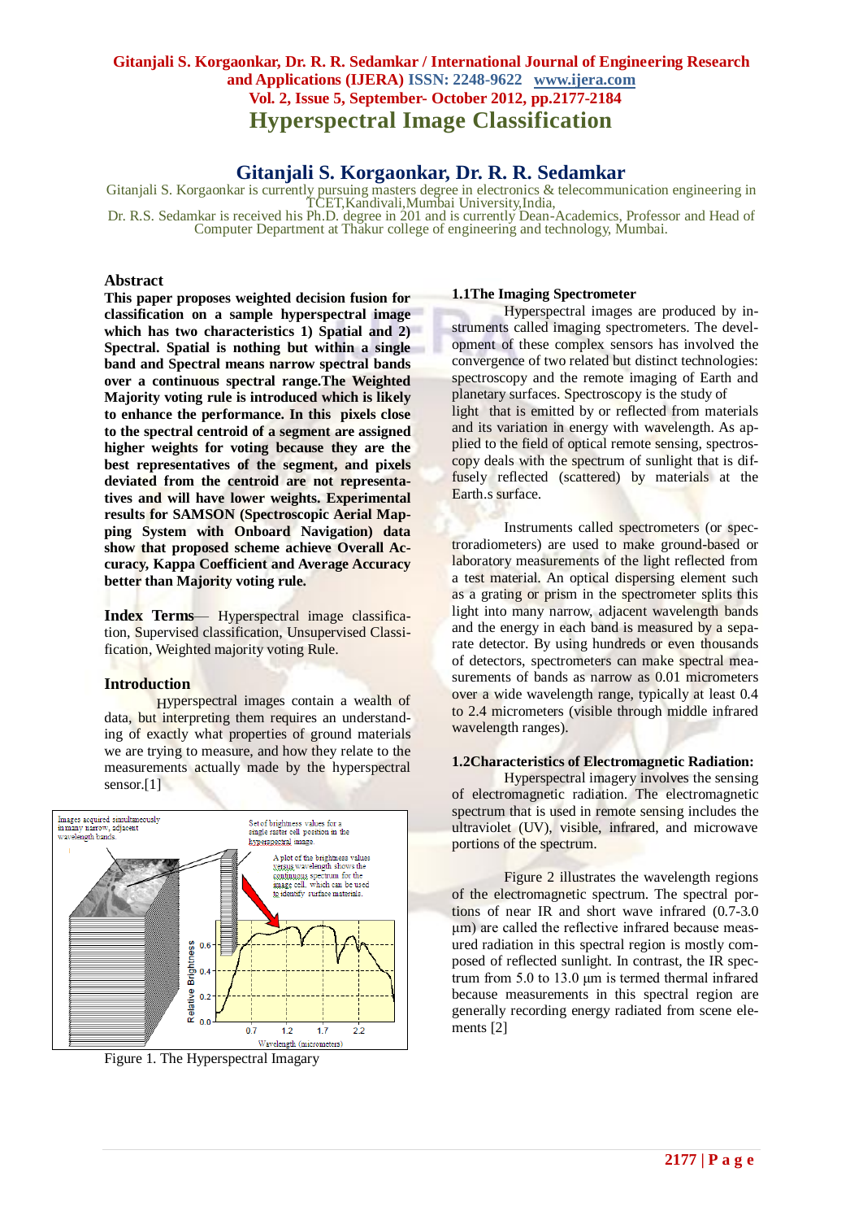# Hyperspectral Image Classification

## Gitanjali S. Korgaonkar, Dr. R. R. Sedamkar

Gitanjali S. Korgaonkar is currently pursuing masters degree in electronics & telecommunication engineering in TCET,Kandivali,Mumbai University,India,
Dr. R.S. Sedamkar is received his Ph.D. degree in 201 and is currently Dean-Academics, Professor and Head of Computer Department at Thakur college of engineering and technology, Mumbai.

### Abstract

**This paper proposes weighted decision fusion for classification on a sample hyperspectral image which has two characteristics 1) Spatial and 2) Spectral. Spatial is nothing but within a single band and Spectral means narrow spectral bands over a continuous spectral range.The Weighted Majority voting rule is introduced which is likely to enhance the performance. In this pixels close to the spectral centroid of a segment are assigned higher weights for voting because they are the best representatives of the segment, and pixels deviated from the centroid are not representatives and will have lower weights. Experimental results for SAMSON (Spectroscopic Aerial Mapping System with Onboard Navigation) data show that proposed scheme achieve Overall Accuracy, Kappa Coefficient and Average Accuracy better than Majority voting rule.**

**Index Terms**— Hyperspectral image classification, Supervised classification, Unsupervised Classification, Weighted majority voting Rule.

### Introduction

Hyperspectral images contain a wealth of data, but interpreting them requires an understanding of exactly what properties of ground materials we are trying to measure, and how they relate to the measurements actually made by the hyperspectral sensor.[1]

Figure 1. The Hyperspectral Imagary

### 1.1The Imaging Spectrometer

Hyperspectral images are produced by instruments called imaging spectrometers. The development of these complex sensors has involved the convergence of two related but distinct technologies: spectroscopy and the remote imaging of Earth and planetary surfaces. Spectroscopy is the study of light that is emitted by or reflected from materials and its variation in energy with wavelength. As applied to the field of optical remote sensing, spectroscopy deals with the spectrum of sunlight that is diffusely reflected (scattered) by materials at the Earth.s surface.

Instruments called spectrometers (or spectroradiometers) are used to make ground-based or laboratory measurements of the light reflected from a test material. An optical dispersing element such as a grating or prism in the spectrometer splits this light into many narrow, adjacent wavelength bands and the energy in each band is measured by a separate detector. By using hundreds or even thousands of detectors, spectrometers can make spectral measurements of bands as narrow as 0.01 micrometers over a wide wavelength range, typically at least 0.4 to 2.4 micrometers (visible through middle infrared wavelength ranges).

### 1.2Characteristics of Electromagnetic Radiation:

Hyperspectral imagery involves the sensing of electromagnetic radiation. The electromagnetic spectrum that is used in remote sensing includes the ultraviolet (UV), visible, infrared, and microwave portions of the spectrum.

Figure 2 illustrates the wavelength regions of the electromagnetic spectrum. The spectral portions of near IR and short wave infrared (0.7-3.0 µm) are called the reflective infrared because measured radiation in this spectral region is mostly composed of reflected sunlight. In contrast, the IR spectrum from 5.0 to 13.0 µm is termed thermal infrared because measurements in this spectral region are generally recording energy radiated from scene elements [2]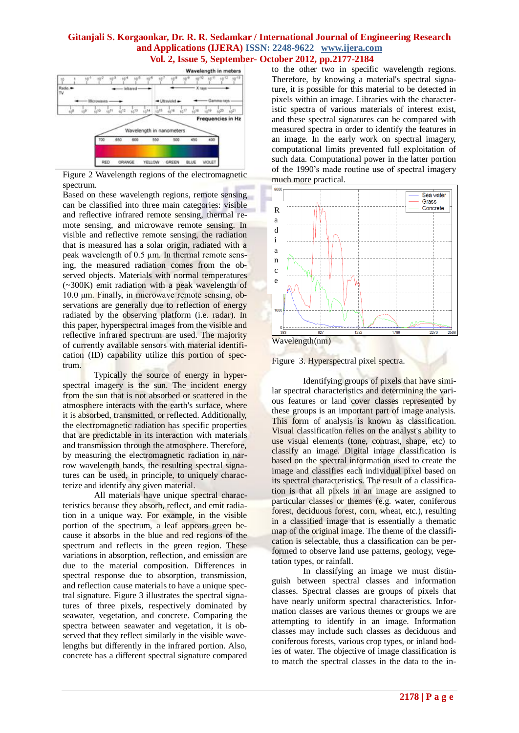Figure 2 Wavelength regions of the electromagnetic spectrum.

Based on these wavelength regions, remote sensing can be classified into three main categories: visible and reflective infrared remote sensing, thermal remote sensing, and microwave remote sensing. In visible and reflective remote sensing, the radiation that is measured has a solar origin, radiated with a peak wavelength of 0.5 μm. In thermal remote sensing, the measured radiation comes from the observed objects. Materials with normal temperatures (~300K) emit radiation with a peak wavelength of 10.0 μm. Finally, in microwave remote sensing, observations are generally due to reflection of energy radiated by the observing platform (i.e. radar). In this paper, hyperspectral images from the visible and reflective infrared spectrum are used. The majority of currently available sensors with material identification (ID) capability utilize this portion of spectrum.

Typically the source of energy in hyperspectral imagery is the sun. The incident energy from the sun that is not absorbed or scattered in the atmosphere interacts with the earth's surface, where it is absorbed, transmitted, or reflected. Additionally, the electromagnetic radiation has specific properties that are predictable in its interaction with materials and transmission through the atmosphere. Therefore, by measuring the electromagnetic radiation in narrow wavelength bands, the resulting spectral signatures can be used, in principle, to uniquely characterize and identify any given material.

All materials have unique spectral characteristics because they absorb, reflect, and emit radiation in a unique way. For example, in the visible portion of the spectrum, a leaf appears green because it absorbs in the blue and red regions of the spectrum and reflects in the green region. These variations in absorption, reflection, and emission are due to the material composition. Differences in spectral response due to absorption, transmission, and reflection cause materials to have a unique spectral signature. Figure 3 illustrates the spectral signatures of three pixels, respectively dominated by seawater, vegetation, and concrete. Comparing the spectra between seawater and vegetation, it is observed that they reflect similarly in the visible wavelengths but differently in the infrared portion. Also, concrete has a different spectral signature compared to the other two in specific wavelength regions. Therefore, by knowing a material's spectral signature, it is possible for this material to be detected in pixels within an image. Libraries with the characteristic spectra of various materials of interest exist, and these spectral signatures can be compared with measured spectra in order to identify the features in an image. In the early work on spectral imagery, computational limits prevented full exploitation of such data. Computational power in the latter portion of the 1990's made routine use of spectral imagery much more practical.

Figure 3. Hyperspectral pixel spectra.

Identifying groups of pixels that have similar spectral characteristics and determining the various features or land cover classes represented by these groups is an important part of image analysis. This form of analysis is known as classification. Visual classification relies on the analyst's ability to use visual elements (tone, contrast, shape, etc.) to classify an image. Digital image classification is based on the spectral information used to create the image and classifies each individual pixel based on its spectral characteristics. The result of a classification is that all pixels in an image are assigned to particular classes or themes (e.g. water, coniferous forest, deciduous forest, corn, wheat, etc.), resulting in a classified image that is essentially a thematic map of the original image. The theme of the classification is selectable, thus a classification can be performed to observe land use patterns, geology, vegetation types, or rainfall.

In classifying an image we must distinguish between spectral classes and information classes. Spectral classes are groups of pixels that have nearly uniform spectral characteristics. Information classes are various themes or groups we are attempting to identify in an image. Information classes may include such classes as deciduous and coniferous forests, various crop types, or inland bodies of water. The objective of image classification is to match the spectral classes in the data to the in-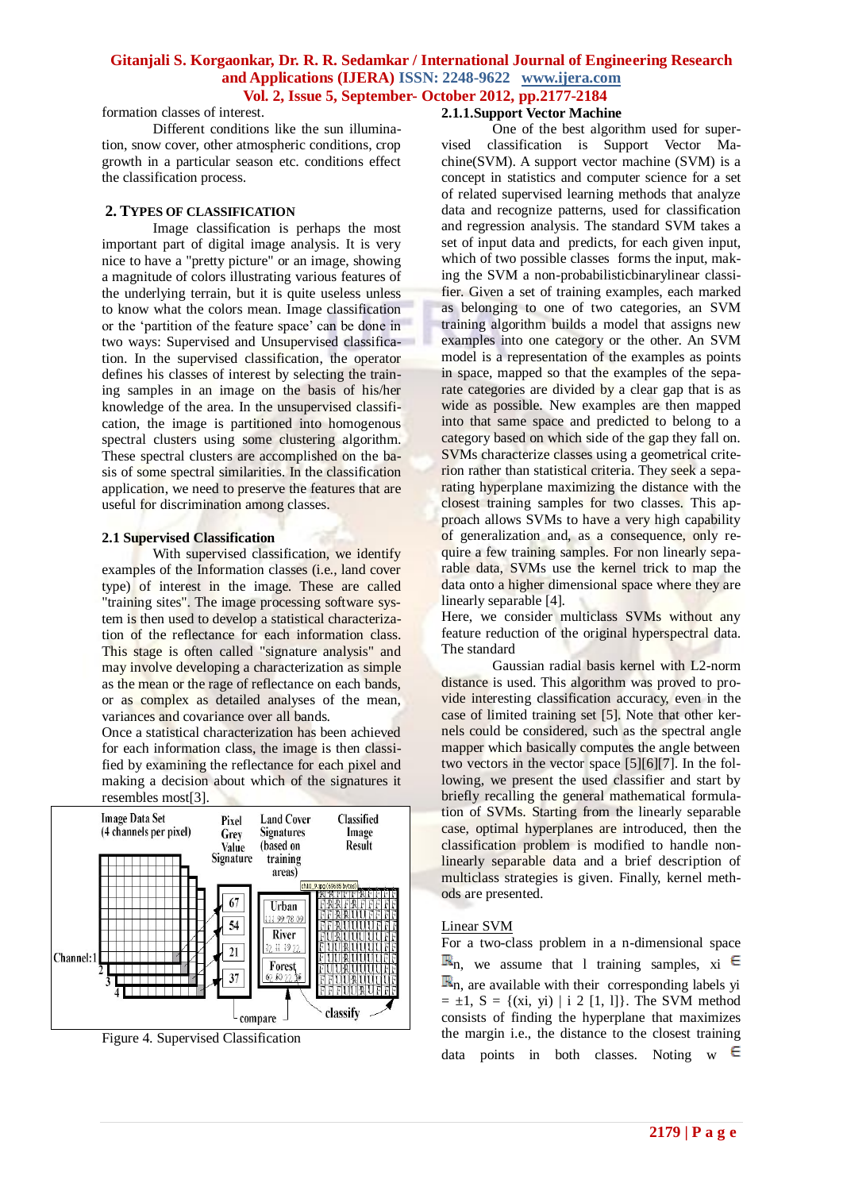formation classes of interest.

Different conditions like the sun illumination, snow cover, other atmospheric conditions, crop growth in a particular season etc. conditions effect the classification process.

## 2. TYPES OF CLASSIFICATION

Image classification is perhaps the most important part of digital image analysis. It is very nice to have a "pretty picture" or an image, showing a magnitude of colors illustrating various features of the underlying terrain, but it is quite useless unless to know what the colors mean. Image classification or the 'partition of the feature space' can be done in two ways: Supervised and Unsupervised classification. In the supervised classification, the operator defines his classes of interest by selecting the training samples in an image on the basis of his/her knowledge of the area. In the unsupervised classification, the image is partitioned into homogenous spectral clusters using some clustering algorithm. These spectral clusters are accomplished on the basis of some spectral similarities. In the classification application, we need to preserve the features that are useful for discrimination among classes.

### 2.1 Supervised Classification

With supervised classification, we identify examples of the Information classes (i.e., land cover type) of interest in the image. These are called "training sites". The image processing software system is then used to develop a statistical characterization of the reflectance for each information class. This stage is often called "signature analysis" and may involve developing a characterization as simple as the mean or the rage of reflectance on each bands, or as complex as detailed analyses of the mean, variances and covariance over all bands.

Once a statistical characterization has been achieved for each information class, the image is then classified by examining the reflectance for each pixel and making a decision about which of the signatures it resembles most[3].

Figure 4. Supervised Classification

#### 2.1.1.Support Vector Machine

One of the best algorithm used for supervised classification is Support Vector Machine(SVM). A support vector machine (SVM) is a concept in statistics and computer science for a set of related supervised learning methods that analyze data and recognize patterns, used for classification and regression analysis. The standard SVM takes a set of input data and predicts, for each given input, which of two possible classes forms the input, making the SVM a non-probabilisticbinarylinear classifier. Given a set of training examples, each marked as belonging to one of two categories, an SVM training algorithm builds a model that assigns new examples into one category or the other. An SVM model is a representation of the examples as points in space, mapped so that the examples of the separate categories are divided by a clear gap that is as wide as possible. New examples are then mapped into that same space and predicted to belong to a category based on which side of the gap they fall on. SVMs characterize classes using a geometrical criterion rather than statistical criteria. They seek a separating hyperplane maximizing the distance with the closest training samples for two classes. This approach allows SVMs to have a very high capability of generalization and, as a consequence, only require a few training samples. For non linearly separable data, SVMs use the kernel trick to map the data onto a higher dimensional space where they are linearly separable [4].

Here, we consider multiclass SVMs without any feature reduction of the original hyperspectral data. The standard

Gaussian radial basis kernel with L2-norm distance is used. This algorithm was proved to provide interesting classification accuracy, even in the case of limited training set [5]. Note that other kernels could be considered, such as the spectral angle mapper which basically computes the angle between two vectors in the vector space [5][6][7]. In the following, we present the used classifier and start by briefly recalling the general mathematical formulation of SVMs. Starting from the linearly separable case, optimal hyperplanes are introduced, then the classification problem is modified to handle nonlinearly separable data and a brief description of multiclass strategies is given. Finally, kernel methods are presented.

Linear SVM

For a two-class problem in a n-dimensional space $\mathbb{R}^n$, we assume that l training samples, $x_i \in \mathbb{R}^n$, are available with their corresponding labels $y_i = \pm 1$, $S = \{(x_i, y_i) \mid i \in [1, l]\}$. The SVM method consists of finding the hyperplane that maximizes the margin i.e., the distance to the closest training data points in both classes. Noting $w \in$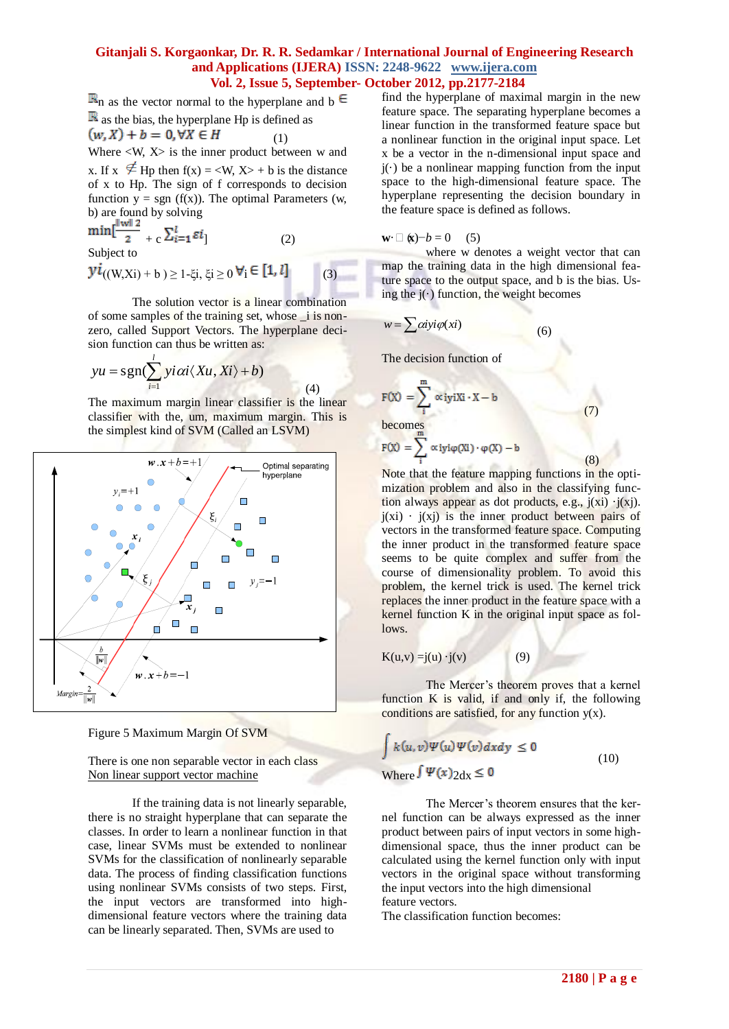$\mathbb{R}^n$ as the vector normal to the hyperplane and $b \in \mathbb{R}$ as the bias, the hyperplane Hp is defined as

$$\langle w, X \rangle + b = 0, \forall X \in H \quad (1)$$

Where <W, X> is the inner product between w and x. If $x \notin$ Hp then f(x) = <W, X> + b is the distance of x to Hp. The sign of f corresponds to decision function y = sgn (f(x)). The optimal Parameters (w, b) are found by solving

$$\min\left[\frac{\|w\|^2}{2} + c \sum_{i=1}^{l} \varepsilon_i\right] \quad (2)$$

Subject to

$$y_i(\langle W, X_i \rangle + b) \geq 1 - \xi_i,\ \xi_i \geq 0\ \forall i \in [1, l] \quad (3)$$

The solution vector is a linear combination of some samples of the training set, whose _i is non-zero, called Support Vectors. The hyperplane decision function can thus be written as:

$$y_u = \mathrm{sgn}\left(\sum_{i=1}^{l} y_i \alpha_i \langle X_u, X_i \rangle + b\right) \quad (4)$$

The maximum margin linear classifier is the linear classifier with the, um, maximum margin. This is the simplest kind of SVM (Called an LSVM)

Figure 5 Maximum Margin Of SVM

There is one non separable vector in each class

Non linear support vector machine

If the training data is not linearly separable, there is no straight hyperplane that can separate the classes. In order to learn a nonlinear function in that case, linear SVMs must be extended to nonlinear SVMs for the classification of nonlinearly separable data. The process of finding classification functions using nonlinear SVMs consists of two steps. First, the input vectors are transformed into high-dimensional feature vectors where the training data can be linearly separated. Then, SVMs are used to find the hyperplane of maximal margin in the new feature space. The separating hyperplane becomes a linear function in the transformed feature space but a nonlinear function in the original input space. Let x be a vector in the n-dimensional input space and j(·) be a nonlinear mapping function from the input space to the high-dimensional feature space. The hyperplane representing the decision boundary in the feature space is defined as follows.

$$\mathbf{w} \cdot \varphi(\mathbf{x}) - b = 0 \quad (5)$$

where w denotes a weight vector that can map the training data in the high dimensional feature space to the output space, and b is the bias. Using the j(·) function, the weight becomes

$$w = \sum \alpha_i y_i \varphi(x_i) \quad (6)$$

The decision function of

$$F(X) = \sum_{i}^{m} \alpha_i y_i X_i \cdot X - b \quad (7)$$

becomes

$$F(X) = \sum_{i}^{m} \alpha_i y_i \varphi(X_i) \cdot \varphi(X) - b \quad (8)$$

Note that the feature mapping functions in the optimization problem and also in the classifying function always appear as dot products, e.g., j(xi) ·j(xj). j(xi) · j(xj) is the inner product between pairs of vectors in the transformed feature space. Computing the inner product in the transformed feature space seems to be quite complex and suffer from the course of dimensionality problem. To avoid this problem, the kernel trick is used. The kernel trick replaces the inner product in the feature space with a kernel function K in the original input space as follows.

$$K(u,v) = \varphi(u) \cdot \varphi(v) \quad (9)$$

The Mercer's theorem proves that a kernel function K is valid, if and only if, the following conditions are satisfied, for any function y(x).

$$\int k(u,v)\Psi(u)\Psi(v)\,dx\,dy \leq 0 \quad (10)$$

Where $\int \Psi(x)^2 dx \leq 0$

The Mercer's theorem ensures that the kernel function can be always expressed as the inner product between pairs of input vectors in some high-dimensional space, thus the inner product can be calculated using the kernel function only with input vectors in the original space without transforming the input vectors into the high dimensional feature vectors.

The classification function becomes: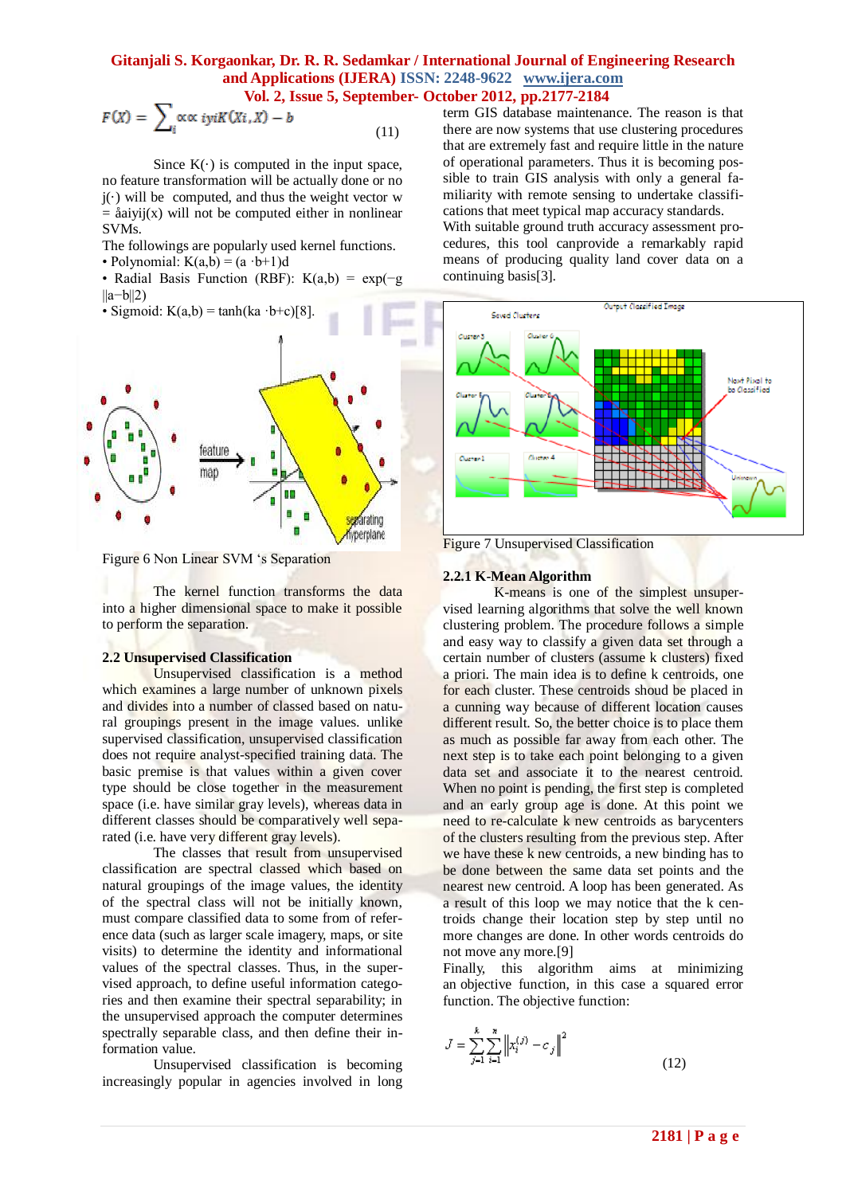$$F(X) = \sum_{i} \alpha\alpha\ iyiK(Xi, X) - b \qquad (11)$$

Since K(·) is computed in the input space, no feature transformation will be actually done or no j(·) will be computed, and thus the weight vector w = åaiyij(x) will not be computed either in nonlinear SVMs.

The followings are popularly used kernel functions.

- Polynomial: K(a,b) = (a ·b+1)d
- Radial Basis Function (RBF): K(a,b) = exp(−g ||a−b||2)
- Sigmoid: K(a,b) = tanh(ka ·b+c)[8].

Figure 6 Non Linear SVM 's Separation

The kernel function transforms the data into a higher dimensional space to make it possible to perform the separation.

## 2.2 Unsupervised Classification

Unsupervised classification is a method which examines a large number of unknown pixels and divides into a number of classed based on natural groupings present in the image values. unlike supervised classification, unsupervised classification does not require analyst-specified training data. The basic premise is that values within a given cover type should be close together in the measurement space (i.e. have similar gray levels), whereas data in different classes should be comparatively well separated (i.e. have very different gray levels).

The classes that result from unsupervised classification are spectral classed which based on natural groupings of the image values, the identity of the spectral class will not be initially known, must compare classified data to some from of reference data (such as larger scale imagery, maps, or site visits) to determine the identity and informational values of the spectral classes. Thus, in the supervised approach, to define useful information categories and then examine their spectral separability; in the unsupervised approach the computer determines spectrally separable class, and then define their information value.

Unsupervised classification is becoming increasingly popular in agencies involved in long term GIS database maintenance. The reason is that there are now systems that use clustering procedures that are extremely fast and require little in the nature of operational parameters. Thus it is becoming possible to train GIS analysis with only a general familiarity with remote sensing to undertake classifications that meet typical map accuracy standards. With suitable ground truth accuracy assessment procedures, this tool canprovide a remarkably rapid means of producing quality land cover data on a continuing basis[3].

Figure 7 Unsupervised Classification

### 2.2.1 K-Mean Algorithm

K-means is one of the simplest unsupervised learning algorithms that solve the well known clustering problem. The procedure follows a simple and easy way to classify a given data set through a certain number of clusters (assume k clusters) fixed a priori. The main idea is to define k centroids, one for each cluster. These centroids shoud be placed in a cunning way because of different location causes different result. So, the better choice is to place them as much as possible far away from each other. The next step is to take each point belonging to a given data set and associate it to the nearest centroid. When no point is pending, the first step is completed and an early group age is done. At this point we need to re-calculate k new centroids as barycenters of the clusters resulting from the previous step. After we have these k new centroids, a new binding has to be done between the same data set points and the nearest new centroid. A loop has been generated. As a result of this loop we may notice that the k centroids change their location step by step until no more changes are done. In other words centroids do not move any more.[9]

Finally, this algorithm aims at minimizing an objective function, in this case a squared error function. The objective function:

$$J = \sum_{j=1}^{k} \sum_{i=1}^{n} \left\| x_i^{(j)} - c_j \right\|^2 \qquad (12)$$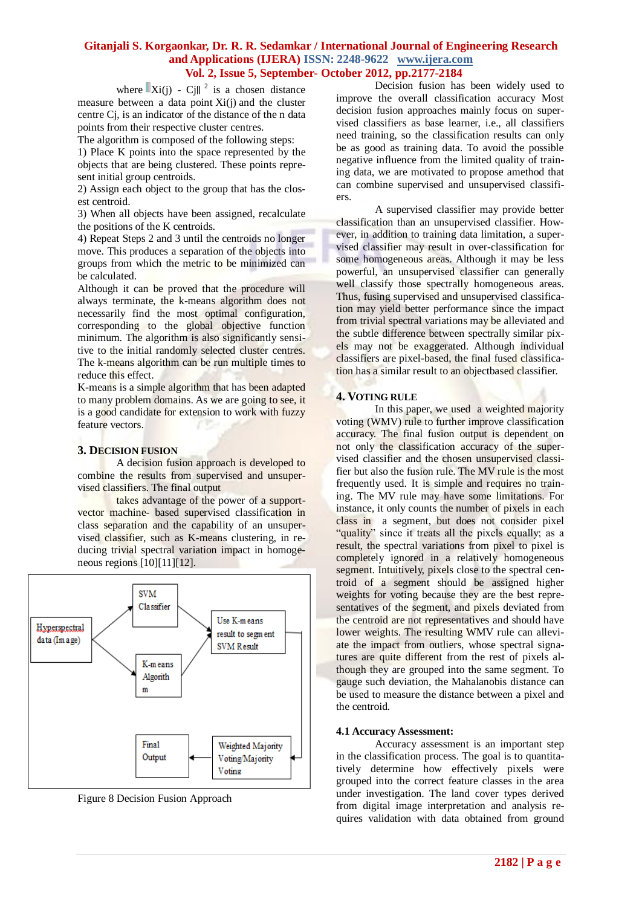where $\|X_i(j) - C_j\|^2$ is a chosen distance measure between a data point $X_i(j)$ and the cluster centre $C_j$, is an indicator of the distance of the n data points from their respective cluster centres.

The algorithm is composed of the following steps:

1) Place K points into the space represented by the objects that are being clustered. These points represent initial group centroids.

2) Assign each object to the group that has the closest centroid.

3) When all objects have been assigned, recalculate the positions of the K centroids.

4) Repeat Steps 2 and 3 until the centroids no longer move. This produces a separation of the objects into groups from which the metric to be minimized can be calculated.

Although it can be proved that the procedure will always terminate, the k-means algorithm does not necessarily find the most optimal configuration, corresponding to the global objective function minimum. The algorithm is also significantly sensitive to the initial randomly selected cluster centres. The k-means algorithm can be run multiple times to reduce this effect.

K-means is a simple algorithm that has been adapted to many problem domains. As we are going to see, it is a good candidate for extension to work with fuzzy feature vectors.

## 3. Decision Fusion

A decision fusion approach is developed to combine the results from supervised and unsupervised classifiers. The final output

takes advantage of the power of a support-vector machine- based supervised classification in class separation and the capability of an unsupervised classifier, such as K-means clustering, in reducing trivial spectral variation impact in homogeneous regions [10][11][12].

Hyperspectral data (Image)

SVM Classifier

K-means Algorithm

Use K-means result to segment SVM Result

Weighted Majority Voting/Majority Voting

Final Output

Figure 8 Decision Fusion Approach

Decision fusion has been widely used to improve the overall classification accuracy Most decision fusion approaches mainly focus on supervised classifiers as base learner, i.e., all classifiers need training, so the classification results can only be as good as training data. To avoid the possible negative influence from the limited quality of training data, we are motivated to propose amethod that can combine supervised and unsupervised classifiers.

A supervised classifier may provide better classification than an unsupervised classifier. However, in addition to training data limitation, a supervised classifier may result in over-classification for some homogeneous areas. Although it may be less powerful, an unsupervised classifier can generally well classify those spectrally homogeneous areas. Thus, fusing supervised and unsupervised classification may yield better performance since the impact from trivial spectral variations may be alleviated and the subtle difference between spectrally similar pixels may not be exaggerated. Although individual classifiers are pixel-based, the final fused classification has a similar result to an objectbased classifier.

## 4. Voting Rule

In this paper, we used a weighted majority voting (WMV) rule to further improve classification accuracy. The final fusion output is dependent on not only the classification accuracy of the supervised classifier and the chosen unsupervised classifier but also the fusion rule. The MV rule is the most frequently used. It is simple and requires no training. The MV rule may have some limitations. For instance, it only counts the number of pixels in each class in a segment, but does not consider pixel "quality" since it treats all the pixels equally; as a result, the spectral variations from pixel to pixel is completely ignored in a relatively homogeneous segment. Intuitively, pixels close to the spectral centroid of a segment should be assigned higher weights for voting because they are the best representatives of the segment, and pixels deviated from the centroid are not representatives and should have lower weights. The resulting WMV rule can alleviate the impact from outliers, whose spectral signatures are quite different from the rest of pixels although they are grouped into the same segment. To gauge such deviation, the Mahalanobis distance can be used to measure the distance between a pixel and the centroid.

### 4.1 Accuracy Assessment:

Accuracy assessment is an important step in the classification process. The goal is to quantitatively determine how effectively pixels were grouped into the correct feature classes in the area under investigation. The land cover types derived from digital image interpretation and analysis requires validation with data obtained from ground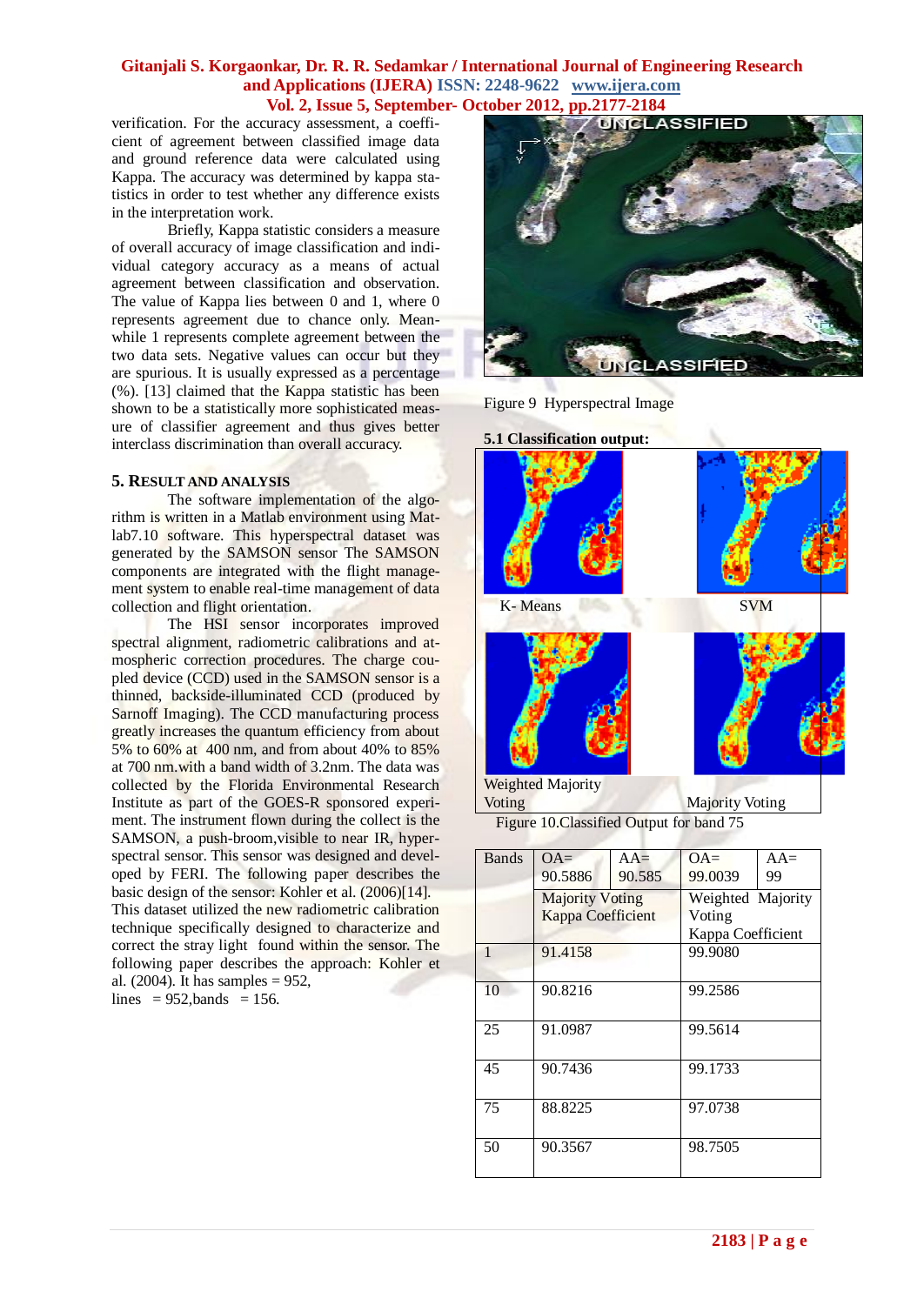verification. For the accuracy assessment, a coefficient of agreement between classified image data and ground reference data were calculated using Kappa. The accuracy was determined by kappa statistics in order to test whether any difference exists in the interpretation work.

Briefly, Kappa statistic considers a measure of overall accuracy of image classification and individual category accuracy as a means of actual agreement between classification and observation. The value of Kappa lies between 0 and 1, where 0 represents agreement due to chance only. Meanwhile 1 represents complete agreement between the two data sets. Negative values can occur but they are spurious. It is usually expressed as a percentage (%). [13] claimed that the Kappa statistic has been shown to be a statistically more sophisticated measure of classifier agreement and thus gives better interclass discrimination than overall accuracy.

## 5. Result and Analysis

The software implementation of the algorithm is written in a Matlab environment using Matlab7.10 software. This hyperspectral dataset was generated by the SAMSON sensor The SAMSON components are integrated with the flight management system to enable real-time management of data collection and flight orientation.

The HSI sensor incorporates improved spectral alignment, radiometric calibrations and atmospheric correction procedures. The charge coupled device (CCD) used in the SAMSON sensor is a thinned, backside-illuminated CCD (produced by Sarnoff Imaging). The CCD manufacturing process greatly increases the quantum efficiency from about 5% to 60% at 400 nm, and from about 40% to 85% at 700 nm.with a band width of 3.2nm. The data was collected by the Florida Environmental Research Institute as part of the GOES-R sponsored experiment. The instrument flown during the collect is the SAMSON, a push-broom,visible to near IR, hyperspectral sensor. This sensor was designed and developed by FERI. The following paper describes the basic design of the sensor: Kohler et al. (2006)[14]. This dataset utilized the new radiometric calibration technique specifically designed to characterize and correct the stray light found within the sensor. The following paper describes the approach: Kohler et al. (2004). It has samples = 952, lines = 952,bands = 156.

Figure 9 Hyperspectral Image

### 5.1 Classification output:

K- Means | SVM

Weighted Majority Voting | Majority Voting

Figure 10.Classified Output for band 75

| Bands | OA= 90.5886 | AA= 90.585 | OA= 99.0039 | AA= 99 |
|---|---|---|---|---|
| | Majority Voting Kappa Coefficient | | Weighted Majority Voting Kappa Coefficient | |
| 1 | 91.4158 | | 99.9080 | |
| 10 | 90.8216 | | 99.2586 | |
| 25 | 91.0987 | | 99.5614 | |
| 45 | 90.7436 | | 99.1733 | |
| 75 | 88.8225 | | 97.0738 | |
| 50 | 90.3567 | | 98.7505 | |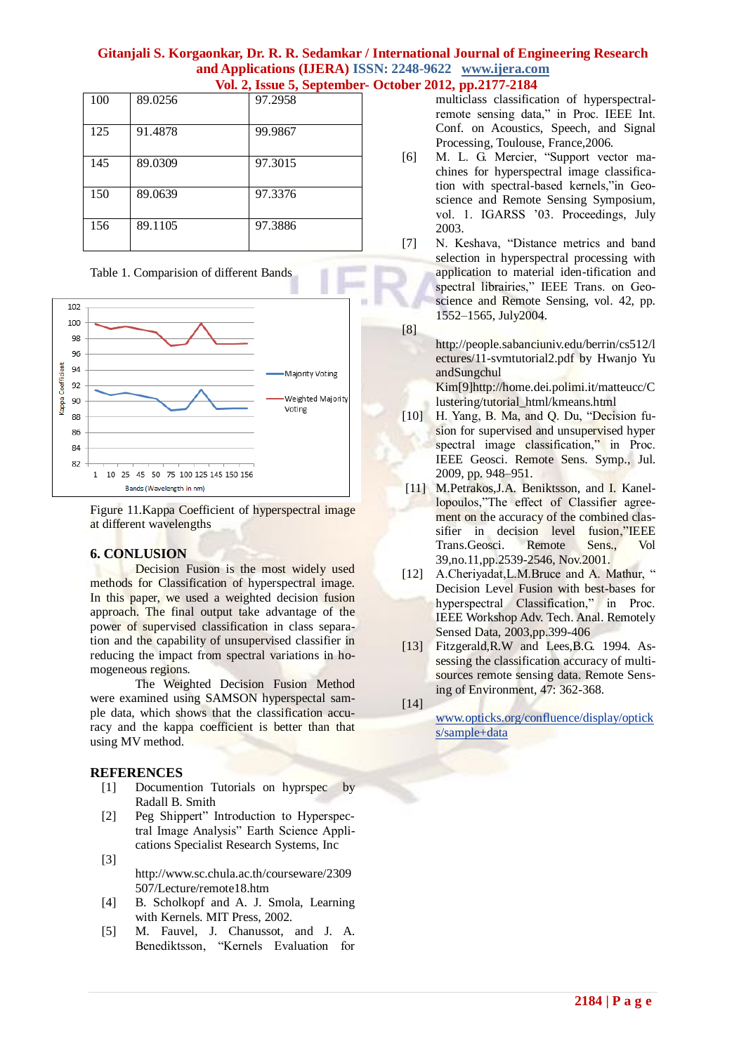| | | |
|---|---|---|
| 100 | 89.0256 | 97.2958 |
| 125 | 91.4878 | 99.9867 |
| 145 | 89.0309 | 97.3015 |
| 150 | 89.0639 | 97.3376 |
| 156 | 89.1105 | 97.3886 |

Table 1. Comparision of different Bands

102
100
98
96
94
92
90
88
86
84
82
Kappa Coefficient
1 10 25 45 50 75 100 125 145 150 156
Bands (Wavelength in nm)
Majority Voting
Weighted Majority Voting

Figure 11.Kappa Coefficient of hyperspectral image at different wavelengths

## 6. CONLUSION

Decision Fusion is the most widely used methods for Classification of hyperspectral image. In this paper, we used a weighted decision fusion approach. The final output take advantage of the power of supervised classification in class separation and the capability of unsupervised classifier in reducing the impact from spectral variations in homogeneous regions.

The Weighted Decision Fusion Method were examined using SAMSON hyperspectal sample data, which shows that the classification accuracy and the kappa coefficient is better than that using MV method.

## REFERENCES

[1] Documentation Tutorials on hyprspec by Radall B. Smith

[2] Peg Shippert" Introduction to Hyperspectral Image Analysis" Earth Science Applications Specialist Research Systems, Inc

[3] http://www.sc.chula.ac.th/courseware/2309507/Lecture/remote18.htm

[4] B. Scholkopf and A. J. Smola, Learning with Kernels. MIT Press, 2002.

[5] M. Fauvel, J. Chanussot, and J. A. Benediktsson, "Kernels Evaluation for multiclass classification of hyperspectral-remote sensing data," in Proc. IEEE Int. Conf. on Acoustics, Speech, and Signal Processing, Toulouse, France,2006.

[6] M. L. G. Mercier, "Support vector machines for hyperspectral image classification with spectral-based kernels,"in Geoscience and Remote Sensing Symposium, vol. 1. IGARSS '03. Proceedings, July 2003.

[7] N. Keshava, "Distance metrics and band selection in hyperspectral processing with application to material iden-tification and spectral librairies," IEEE Trans. on Geoscience and Remote Sensing, vol. 42, pp. 1552–1565, July2004.

[8] http://people.sabanciuniv.edu/berrin/cs512/lectures/11-svmtutorial2.pdf by Hwanjo Yu andSungchul Kim[9]http://home.dei.polimi.it/matteucc/Clustering/tutorial_html/kmeans.html

[10] H. Yang, B. Ma, and Q. Du, "Decision fusion for supervised and unsupervised hyper spectral image classification," in Proc. IEEE Geosci. Remote Sens. Symp., Jul. 2009, pp. 948–951.

[11] M.Petrakos,J.A. Beniktsson, and I. Kanellopoulos,"The effect of Classifier agreement on the accuracy of the combined classifier in decision level fusion,"IEEE Trans.Geosci. Remote Sens., Vol 39,no.11,pp.2539-2546, Nov.2001.

[12] A.Cheriyadat,L.M.Bruce and A. Mathur, " Decision Level Fusion with best-bases for hyperspectral Classification," in Proc. IEEE Workshop Adv. Tech. Anal. Remotely Sensed Data, 2003,pp.399-406

[13] Fitzgerald,R.W and Lees,B.G. 1994. Assessing the classification accuracy of multisources remote sensing data. Remote Sensing of Environment, 47: 362-368.

[14] www.opticks.org/confluence/display/opticks/sample+data